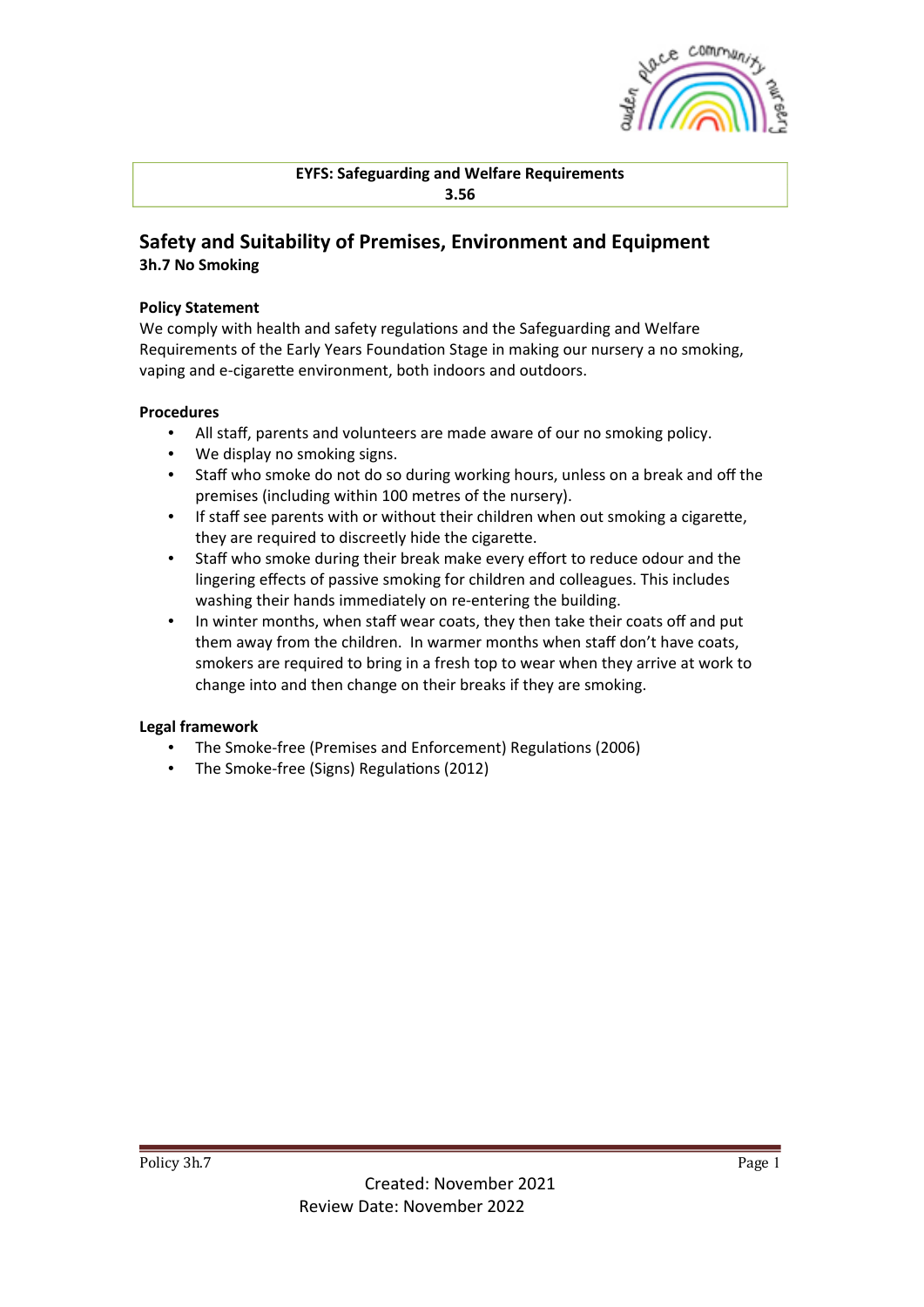**EYFS: Safeguarding and Welfare Requirements**
**3.56**

## Safety and Suitability of Premises, Environment and Equipment

### 3h.7 No Smoking

**Policy Statement**

We comply with health and safety regulations and the Safeguarding and Welfare Requirements of the Early Years Foundation Stage in making our nursery a no smoking, vaping and e-cigarette environment, both indoors and outdoors.

**Procedures**

- All staff, parents and volunteers are made aware of our no smoking policy.
- We display no smoking signs.
- Staff who smoke do not do so during working hours, unless on a break and off the premises (including within 100 metres of the nursery).
- If staff see parents with or without their children when out smoking a cigarette, they are required to discreetly hide the cigarette.
- Staff who smoke during their break make every effort to reduce odour and the lingering effects of passive smoking for children and colleagues. This includes washing their hands immediately on re-entering the building.
- In winter months, when staff wear coats, they then take their coats off and put them away from the children. In warmer months when staff don't have coats, smokers are required to bring in a fresh top to wear when they arrive at work to change into and then change on their breaks if they are smoking.

**Legal framework**

- The Smoke-free (Premises and Enforcement) Regulations (2006)
- The Smoke-free (Signs) Regulations (2012)

Created: November 2021
Review Date: November 2022